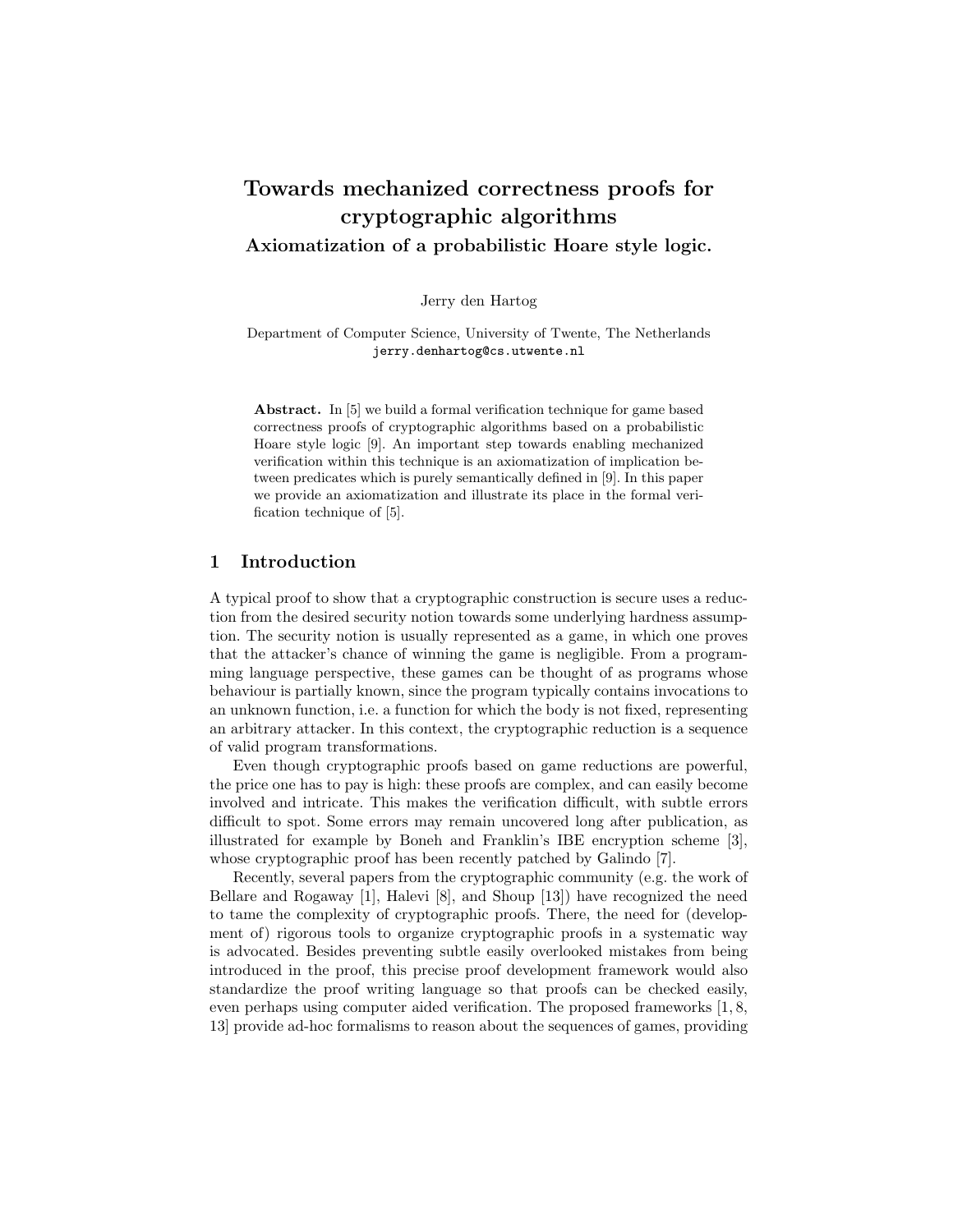# Towards mechanized correctness proofs for cryptographic algorithms

## Axiomatization of a probabilistic Hoare style logic.

Jerry den Hartog

Department of Computer Science, University of Twente, The Netherlands
jerry.denhartog@cs.utwente.nl

**Abstract.** In [5] we build a formal verification technique for game based correctness proofs of cryptographic algorithms based on a probabilistic Hoare style logic [9]. An important step towards enabling mechanized verification within this technique is an axiomatization of implication between predicates which is purely semantically defined in [9]. In this paper we provide an axiomatization and illustrate its place in the formal verification technique of [5].

## 1 Introduction

A typical proof to show that a cryptographic construction is secure uses a reduction from the desired security notion towards some underlying hardness assumption. The security notion is usually represented as a game, in which one proves that the attacker's chance of winning the game is negligible. From a programming language perspective, these games can be thought of as programs whose behaviour is partially known, since the program typically contains invocations to an unknown function, i.e. a function for which the body is not fixed, representing an arbitrary attacker. In this context, the cryptographic reduction is a sequence of valid program transformations.

Even though cryptographic proofs based on game reductions are powerful, the price one has to pay is high: these proofs are complex, and can easily become involved and intricate. This makes the verification difficult, with subtle errors difficult to spot. Some errors may remain uncovered long after publication, as illustrated for example by Boneh and Franklin's IBE encryption scheme [3], whose cryptographic proof has been recently patched by Galindo [7].

Recently, several papers from the cryptographic community (e.g. the work of Bellare and Rogaway [1], Halevi [8], and Shoup [13]) have recognized the need to tame the complexity of cryptographic proofs. There, the need for (development of) rigorous tools to organize cryptographic proofs in a systematic way is advocated. Besides preventing subtle easily overlooked mistakes from being introduced in the proof, this precise proof development framework would also standardize the proof writing language so that proofs can be checked easily, even perhaps using computer aided verification. The proposed frameworks [1, 8, 13] provide ad-hoc formalisms to reason about the sequences of games, providing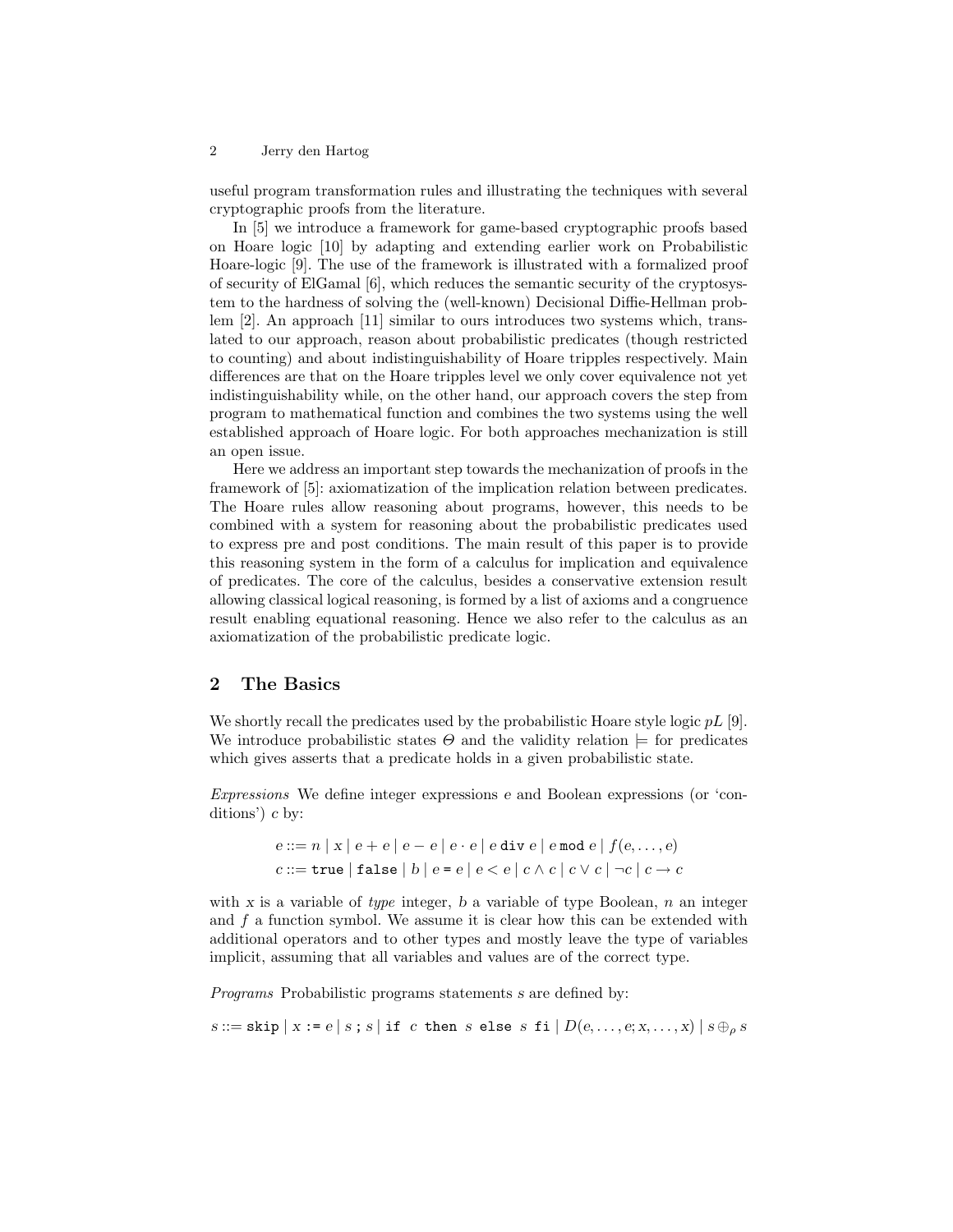useful program transformation rules and illustrating the techniques with several cryptographic proofs from the literature.

In [5] we introduce a framework for game-based cryptographic proofs based on Hoare logic [10] by adapting and extending earlier work on Probabilistic Hoare-logic [9]. The use of the framework is illustrated with a formalized proof of security of ElGamal [6], which reduces the semantic security of the cryptosystem to the hardness of solving the (well-known) Decisional Diffie-Hellman problem [2]. An approach [11] similar to ours introduces two systems which, translated to our approach, reason about probabilistic predicates (though restricted to counting) and about indistinguishability of Hoare tripples respectively. Main differences are that on the Hoare tripples level we only cover equivalence not yet indistinguishability while, on the other hand, our approach covers the step from program to mathematical function and combines the two systems using the well established approach of Hoare logic. For both approaches mechanization is still an open issue.

Here we address an important step towards the mechanization of proofs in the framework of [5]: axiomatization of the implication relation between predicates. The Hoare rules allow reasoning about programs, however, this needs to be combined with a system for reasoning about the probabilistic predicates used to express pre and post conditions. The main result of this paper is to provide this reasoning system in the form of a calculus for implication and equivalence of predicates. The core of the calculus, besides a conservative extension result allowing classical logical reasoning, is formed by a list of axioms and a congruence result enabling equational reasoning. Hence we also refer to the calculus as an axiomatization of the probabilistic predicate logic.

## 2 The Basics

We shortly recall the predicates used by the probabilistic Hoare style logic $pL$ [9]. We introduce probabilistic states $\Theta$ and the validity relation $\models$ for predicates which gives asserts that a predicate holds in a given probabilistic state.

*Expressions* We define integer expressions $e$ and Boolean expressions (or 'conditions') $c$ by:

$$e ::= n \mid x \mid e + e \mid e - e \mid e \cdot e \mid e \,\texttt{div}\, e \mid e \,\texttt{mod}\, e \mid f(e, \ldots, e)$$

$$c ::= \texttt{true} \mid \texttt{false} \mid b \mid e \texttt{=} e \mid e < e \mid c \wedge c \mid c \vee c \mid \neg c \mid c \rightarrow c$$

with $x$ is a variable of *type* integer, $b$ a variable of type Boolean, $n$ an integer and $f$ a function symbol. We assume it is clear how this can be extended with additional operators and to other types and mostly leave the type of variables implicit, assuming that all variables and values are of the correct type.

*Programs* Probabilistic programs statements $s$ are defined by:

$$s ::= \texttt{skip} \mid x \texttt{ := } e \mid s \,\texttt{;}\, s \mid \texttt{if } c \texttt{ then } s \texttt{ else } s \texttt{ fi} \mid D(e, \ldots, e; x, \ldots, x) \mid s \oplus_\rho s$$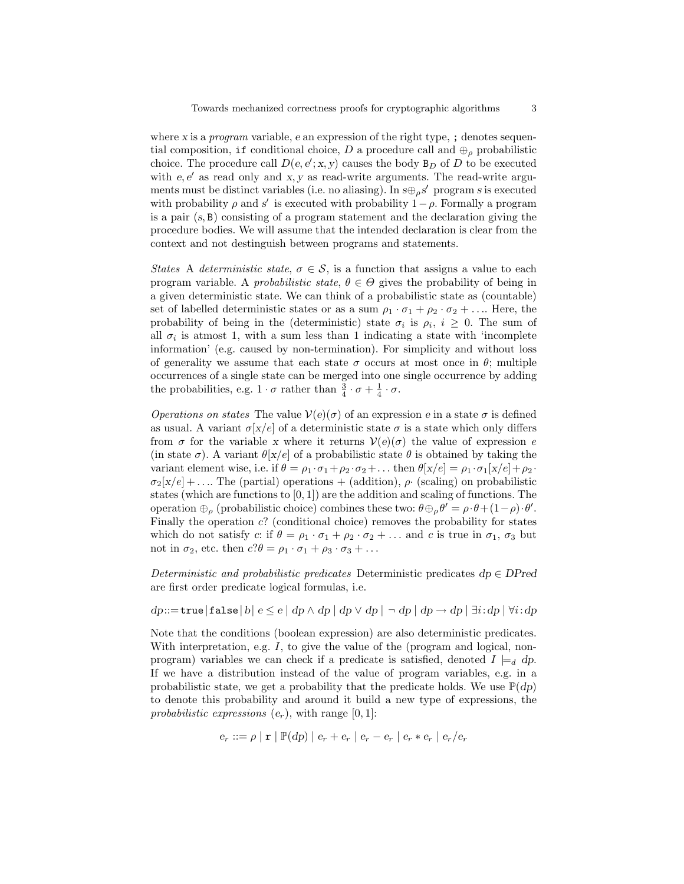where $x$ is a *program* variable, $e$ an expression of the right type, `;` denotes sequential composition, `if` conditional choice, $D$ a procedure call and $\oplus_\rho$ probabilistic choice. The procedure call $D(e, e'; x, y)$ causes the body $\mathtt{B}_D$ of $D$ to be executed with $e, e'$ as read only and $x, y$ as read-write arguments. The read-write arguments must be distinct variables (i.e. no aliasing). In $s \oplus_\rho s'$ program $s$ is executed with probability $\rho$ and $s'$ is executed with probability $1 - \rho$. Formally a program is a pair $(s, \mathtt{B})$ consisting of a program statement and the declaration giving the procedure bodies. We will assume that the intended declaration is clear from the context and not destinguish between programs and statements.

*States* A *deterministic state*, $\sigma \in \mathcal{S}$, is a function that assigns a value to each program variable. A *probabilistic state*, $\theta \in \Theta$ gives the probability of being in a given deterministic state. We can think of a probabilistic state as (countable) set of labelled deterministic states or as a sum $\rho_1 \cdot \sigma_1 + \rho_2 \cdot \sigma_2 + \ldots$. Here, the probability of being in the (deterministic) state $\sigma_i$ is $\rho_i$, $i \geq 0$. The sum of all $\sigma_i$ is atmost 1, with a sum less than 1 indicating a state with 'incomplete information' (e.g. caused by non-termination). For simplicity and without loss of generality we assume that each state $\sigma$ occurs at most once in $\theta$; multiple occurrences of a single state can be merged into one single occurrence by adding the probabilities, e.g. $1 \cdot \sigma$ rather than $\frac{3}{4} \cdot \sigma + \frac{1}{4} \cdot \sigma$.

*Operations on states* The value $\mathcal{V}(e)(\sigma)$ of an expression $e$ in a state $\sigma$ is defined as usual. A variant $\sigma[x/e]$ of a deterministic state $\sigma$ is a state which only differs from $\sigma$ for the variable $x$ where it returns $\mathcal{V}(e)(\sigma)$ the value of expression $e$ (in state $\sigma$). A variant $\theta[x/e]$ of a probabilistic state $\theta$ is obtained by taking the variant element wise, i.e. if $\theta = \rho_1 \cdot \sigma_1 + \rho_2 \cdot \sigma_2 + \ldots$ then $\theta[x/e] = \rho_1 \cdot \sigma_1[x/e] + \rho_2 \cdot \sigma_2[x/e] + \ldots$. The (partial) operations $+$ (addition), $\rho\cdot$ (scaling) on probabilistic states (which are functions to $[0, 1]$) are the addition and scaling of functions. The operation $\oplus_\rho$ (probabilistic choice) combines these two: $\theta \oplus_\rho \theta' = \rho \cdot \theta + (1 - \rho) \cdot \theta'$. Finally the operation $c?$ (conditional choice) removes the probability for states which do not satisfy $c$: if $\theta = \rho_1 \cdot \sigma_1 + \rho_2 \cdot \sigma_2 + \ldots$ and $c$ is true in $\sigma_1$, $\sigma_3$ but not in $\sigma_2$, etc. then $c?\theta = \rho_1 \cdot \sigma_1 + \rho_3 \cdot \sigma_3 + \ldots$

*Deterministic and probabilistic predicates* Deterministic predicates $dp \in DPred$ are first order predicate logical formulas, i.e.

$$dp ::= \mathtt{true} \mid \mathtt{false} \mid b \mid e \leq e \mid dp \wedge dp \mid dp \vee dp \mid \neg\, dp \mid dp \rightarrow dp \mid \exists i : dp \mid \forall i : dp$$

Note that the conditions (boolean expression) are also deterministic predicates. With interpretation, e.g. $I$, to give the value of the (program and logical, non-program) variables we can check if a predicate is satisfied, denoted $I \models_d dp$. If we have a distribution instead of the value of program variables, e.g. in a probabilistic state, we get a probability that the predicate holds. We use $\mathbb{P}(dp)$ to denote this probability and around it build a new type of expressions, the *probabilistic expressions* ($e_r$), with range $[0, 1]$:

$$e_r ::= \rho \mid \mathtt{r} \mid \mathbb{P}(dp) \mid e_r + e_r \mid e_r - e_r \mid e_r * e_r \mid e_r / e_r$$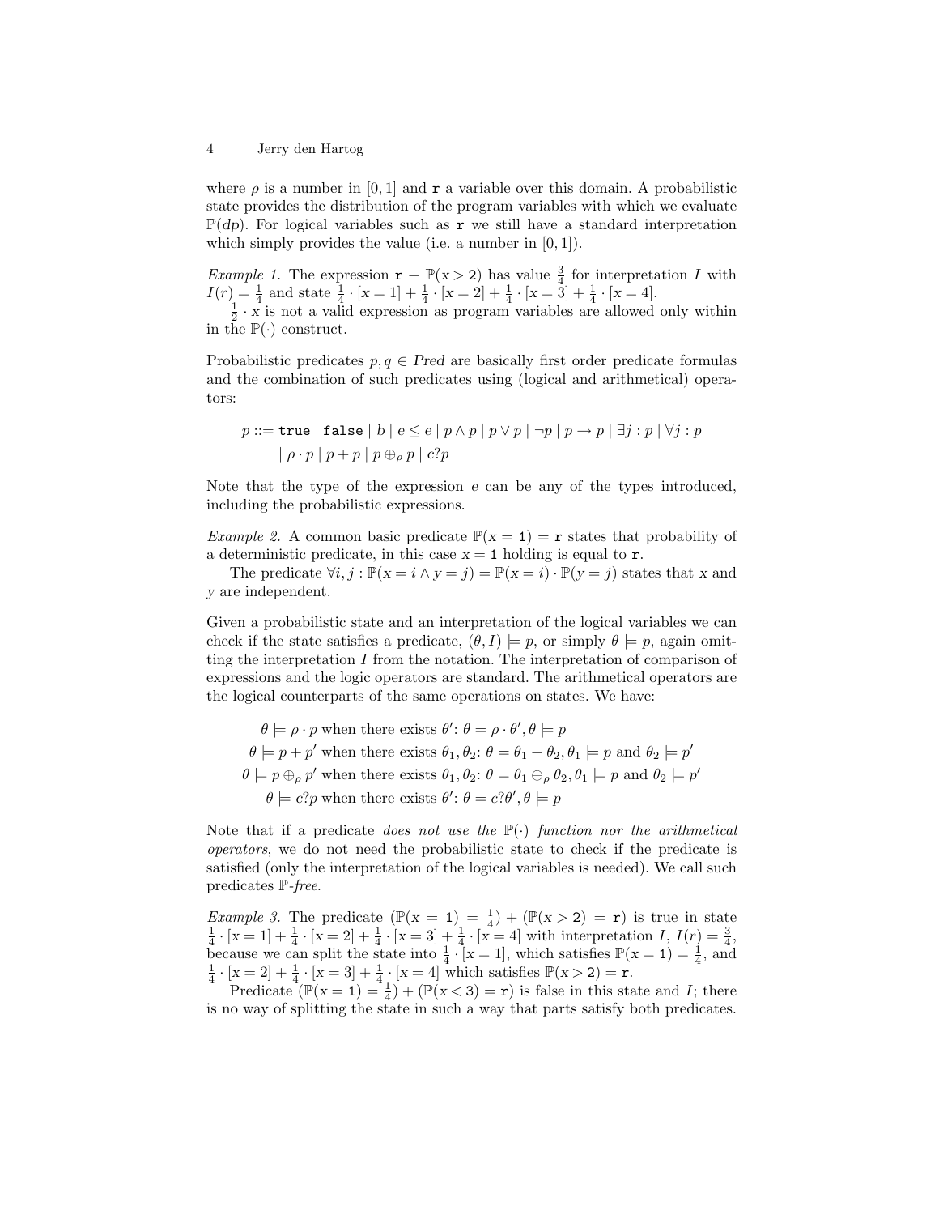where $\rho$ is a number in $[0, 1]$ and $\mathtt{r}$ a variable over this domain. A probabilistic state provides the distribution of the program variables with which we evaluate $\mathbb{P}(dp)$. For logical variables such as $\mathtt{r}$ we still have a standard interpretation which simply provides the value (i.e. a number in $[0, 1]$).

*Example 1.* The expression $\mathtt{r} + \mathbb{P}(x > \mathtt{2})$ has value $\frac{3}{4}$ for interpretation $I$ with $I(r) = \frac{1}{4}$ and state $\frac{1}{4} \cdot [x = 1] + \frac{1}{4} \cdot [x = 2] + \frac{1}{4} \cdot [x = 3] + \frac{1}{4} \cdot [x = 4]$.

$\frac{1}{2} \cdot x$ is not a valid expression as program variables are allowed only within in the $\mathbb{P}(\cdot)$ construct.

Probabilistic predicates $p, q \in \mathit{Pred}$ are basically first order predicate formulas and the combination of such predicates using (logical and arithmetical) operators:

$$p ::= \mathtt{true} \mid \mathtt{false} \mid b \mid e \leq e \mid p \wedge p \mid p \vee p \mid \neg p \mid p \rightarrow p \mid \exists j : p \mid \forall j : p$$
$$\mid \rho \cdot p \mid p + p \mid p \oplus_\rho p \mid c?p$$

Note that the type of the expression $e$ can be any of the types introduced, including the probabilistic expressions.

*Example 2.* A common basic predicate $\mathbb{P}(x = \mathtt{1}) = \mathtt{r}$ states that probability of a deterministic predicate, in this case $x = \mathtt{1}$ holding is equal to $\mathtt{r}$.

The predicate $\forall i, j : \mathbb{P}(x = i \wedge y = j) = \mathbb{P}(x = i) \cdot \mathbb{P}(y = j)$ states that $x$ and $y$ are independent.

Given a probabilistic state and an interpretation of the logical variables we can check if the state satisfies a predicate, $(\theta, I) \models p$, or simply $\theta \models p$, again omitting the interpretation $I$ from the notation. The interpretation of comparison of expressions and the logic operators are standard. The arithmetical operators are the logical counterparts of the same operations on states. We have:

$$\theta \models \rho \cdot p \text{ when there exists } \theta' \text{: } \theta = \rho \cdot \theta', \theta \models p$$
$$\theta \models p + p' \text{ when there exists } \theta_1, \theta_2 \text{: } \theta = \theta_1 + \theta_2, \theta_1 \models p \text{ and } \theta_2 \models p'$$
$$\theta \models p \oplus_\rho p' \text{ when there exists } \theta_1, \theta_2 \text{: } \theta = \theta_1 \oplus_\rho \theta_2, \theta_1 \models p \text{ and } \theta_2 \models p'$$
$$\theta \models c?p \text{ when there exists } \theta' \text{: } \theta = c?\theta', \theta \models p$$

Note that if a predicate *does not use the* $\mathbb{P}(\cdot)$ *function nor the arithmetical operators*, we do not need the probabilistic state to check if the predicate is satisfied (only the interpretation of the logical variables is needed). We call such predicates $\mathbb{P}$-*free*.

*Example 3.* The predicate $(\mathbb{P}(x = \mathtt{1}) = \frac{1}{4}) + (\mathbb{P}(x > \mathtt{2}) = \mathtt{r})$ is true in state $\frac{1}{4} \cdot [x = 1] + \frac{1}{4} \cdot [x = 2] + \frac{1}{4} \cdot [x = 3] + \frac{1}{4} \cdot [x = 4]$ with interpretation $I$, $I(r) = \frac{3}{4}$, because we can split the state into $\frac{1}{4} \cdot [x = 1]$, which satisfies $\mathbb{P}(x = \mathtt{1}) = \frac{1}{4}$, and $\frac{1}{4} \cdot [x = 2] + \frac{1}{4} \cdot [x = 3] + \frac{1}{4} \cdot [x = 4]$ which satisfies $\mathbb{P}(x > \mathtt{2}) = \mathtt{r}$.

Predicate $(\mathbb{P}(x = \mathtt{1}) = \frac{1}{4}) + (\mathbb{P}(x < \mathtt{3}) = \mathtt{r})$ is false in this state and $I$; there is no way of splitting the state in such a way that parts satisfy both predicates.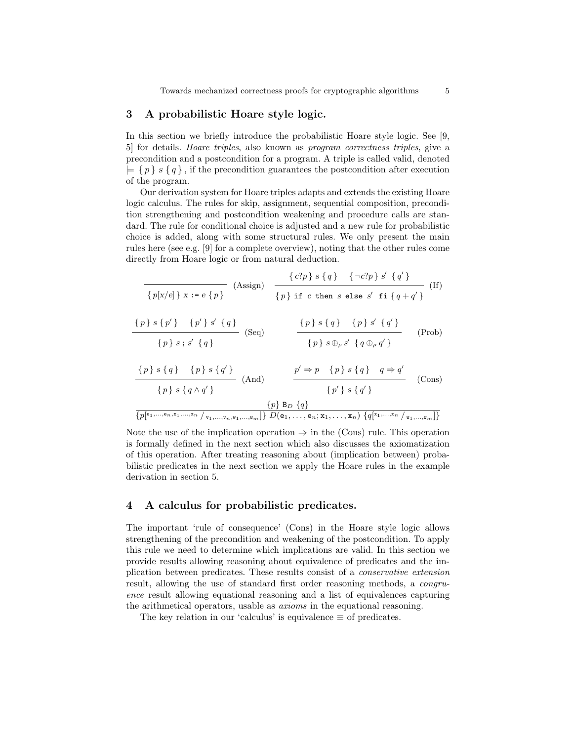## 3 A probabilistic Hoare style logic.

In this section we briefly introduce the probabilistic Hoare style logic. See [9, 5] for details. *Hoare triples*, also known as *program correctness triples*, give a precondition and a postcondition for a program. A triple is called valid, denoted $\models \{p\}\ s\ \{q\}$, if the precondition guarantees the postcondition after execution of the program.

Our derivation system for Hoare triples adapts and extends the existing Hoare logic calculus. The rules for skip, assignment, sequential composition, precondition strengthening and postcondition weakening and procedure calls are standard. The rule for conditional choice is adjusted and a new rule for probabilistic choice is added, along with some structural rules. We only present the main rules here (see e.g. [9] for a complete overview), noting that the other rules come directly from Hoare logic or from natural deduction.

$$\frac{}{\{\,p[x/e]\,\}\ x := e\ \{\,p\,\}}\ \text{(Assign)} \qquad \frac{\{\,c?p\,\}\ s\ \{\,q\,\} \quad \{\,\neg c?p\,\}\ s'\ \{\,q'\,\}}{\{\,p\,\}\ \mathtt{if}\ c\ \mathtt{then}\ s\ \mathtt{else}\ s'\ \mathtt{fi}\ \{\,q+q'\,\}}\ \text{(If)}$$

$$\frac{\{\,p\,\}\ s\ \{\,p'\,\} \quad \{\,p'\,\}\ s'\ \{\,q\,\}}{\{\,p\,\}\ s\ ;\ s'\ \{\,q\,\}}\ \text{(Seq)} \qquad \frac{\{\,p\,\}\ s\ \{\,q\,\} \quad \{\,p\,\}\ s'\ \{\,q'\,\}}{\{\,p\,\}\ s \oplus_\rho s'\ \{\,q \oplus_\rho q'\,\}}\ \text{(Prob)}$$

$$\frac{\{\,p\,\}\ s\ \{\,q\,\} \quad \{\,p\,\}\ s\ \{\,q'\,\}}{\{\,p\,\}\ s\ \{\,q \wedge q'\,\}}\ \text{(And)} \qquad \frac{p' \Rightarrow p \quad \{\,p\,\}\ s\ \{\,q\,\} \quad q \Rightarrow q'}{\{\,p'\,\}\ s\ \{\,q'\,\}}\ \text{(Cons)}$$

$$\frac{\{p\}\ \mathtt{B}_D\ \{q\}}{\{p[^{\mathtt{e}_1,\ldots,\mathtt{e}_n,\mathtt{x}_1,\ldots,\mathtt{x}_n}/_{\mathtt{v}_1,\ldots,\mathtt{v}_n,\mathtt{w}_1,\ldots,\mathtt{w}_m}]\}\ D(\mathtt{e}_1,\ldots,\mathtt{e}_n;\mathtt{x}_1,\ldots,\mathtt{x}_n)\ \{q[^{\mathtt{x}_1,\ldots,\mathtt{x}_n}/_{\mathtt{w}_1,\ldots,\mathtt{w}_m}]\}}$$

Note the use of the implication operation $\Rightarrow$ in the (Cons) rule. This operation is formally defined in the next section which also discusses the axiomatization of this operation. After treating reasoning about (implication between) probabilistic predicates in the next section we apply the Hoare rules in the example derivation in section 5.

## 4 A calculus for probabilistic predicates.

The important 'rule of consequence' (Cons) in the Hoare style logic allows strengthening of the precondition and weakening of the postcondition. To apply this rule we need to determine which implications are valid. In this section we provide results allowing reasoning about equivalence of predicates and the implication between predicates. These results consist of a *conservative extension* result, allowing the use of standard first order reasoning methods, a *congruence* result allowing equational reasoning and a list of equivalences capturing the arithmetical operators, usable as *axioms* in the equational reasoning.

The key relation in our 'calculus' is equivalence $\equiv$ of predicates.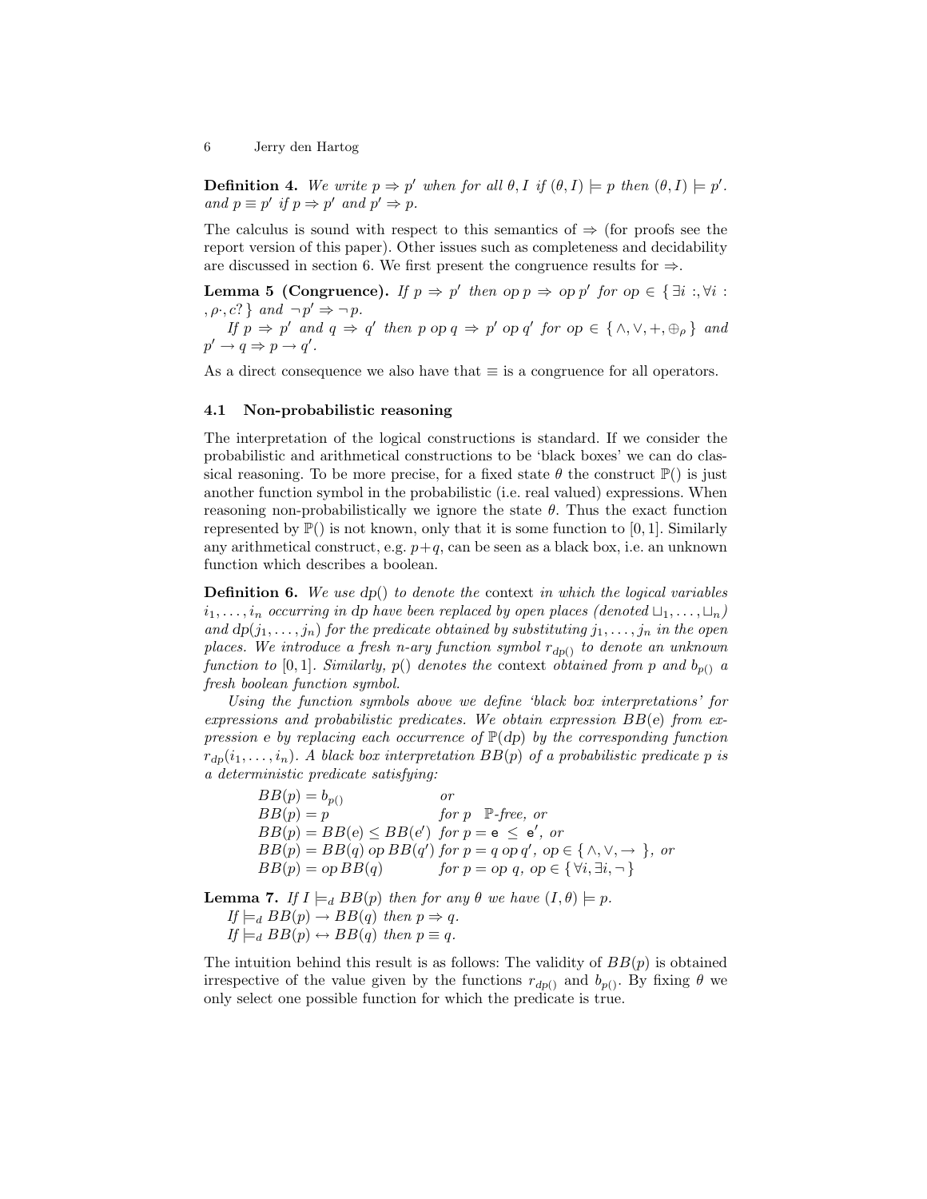**Definition 4.** *We write $p \Rightarrow p'$ when for all $\theta, I$ if $(\theta, I) \models p$ then $(\theta, I) \models p'$. and $p \equiv p'$ if $p \Rightarrow p'$ and $p' \Rightarrow p$.*

The calculus is sound with respect to this semantics of $\Rightarrow$ (for proofs see the report version of this paper). Other issues such as completeness and decidability are discussed in section 6. We first present the congruence results for $\Rightarrow$.

**Lemma 5 (Congruence).** *If $p \Rightarrow p'$ then $op\, p \Rightarrow op\, p'$ for $op \in \{\, \exists i :, \forall i :, \rho\cdot, c?\,\}$ and $\neg p' \Rightarrow \neg p$.*

*If $p \Rightarrow p'$ and $q \Rightarrow q'$ then $p\ op\ q \Rightarrow p'\ op\ q'$ for $op \in \{\, \wedge, \vee, +, \oplus_\rho \,\}$ and $p' \rightarrow q \Rightarrow p \rightarrow q'$.*

As a direct consequence we also have that $\equiv$ is a congruence for all operators.

### 4.1 Non-probabilistic reasoning

The interpretation of the logical constructions is standard. If we consider the probabilistic and arithmetical constructions to be 'black boxes' we can do classical reasoning. To be more precise, for a fixed state $\theta$ the construct $\mathbb{P}()$ is just another function symbol in the probabilistic (i.e. real valued) expressions. When reasoning non-probabilistically we ignore the state $\theta$. Thus the exact function represented by $\mathbb{P}()$ is not known, only that it is some function to $[0, 1]$. Similarly any arithmetical construct, e.g. $p+q$, can be seen as a black box, i.e. an unknown function which describes a boolean.

**Definition 6.** *We use $\mathrm{dp}()$ to denote the* context *in which the logical variables $i_1, \ldots, i_n$ occurring in $\mathrm{dp}$ have been replaced by open places (denoted $\sqcup_1, \ldots, \sqcup_n$) and $\mathrm{dp}(j_1, \ldots, j_n)$ for the predicate obtained by substituting $j_1, \ldots, j_n$ in the open places. We introduce a fresh $n$-ary function symbol $r_{\mathrm{dp}()}$ to denote an unknown function to $[0, 1]$. Similarly, $p()$ denotes the* context *obtained from $p$ and $b_{p()}$ a fresh boolean function symbol.*

*Using the function symbols above we define 'black box interpretations' for expressions and probabilistic predicates. We obtain expression $BB(e)$ from expression $e$ by replacing each occurrence of $\mathbb{P}(\mathrm{dp})$ by the corresponding function $r_{\mathrm{dp}}(i_1, \ldots, i_n)$. A black box interpretation $BB(p)$ of a probabilistic predicate $p$ is a deterministic predicate satisfying:*

$$
\begin{array}{ll}
BB(p) = b_{p()} & \textit{or} \\
BB(p) = p & \textit{for } p \ \ \mathbb{P}\textit{-free, or} \\
BB(p) = BB(e) \leq BB(e') & \textit{for } p = \mathtt{e} \ \leq \ \mathtt{e}'\textit{, or} \\
BB(p) = BB(q)\ op\ BB(q') & \textit{for } p = q\ op\ q',\ op \in \{\, \wedge, \vee, \rightarrow \,\}\textit{, or} \\
BB(p) = op\, BB(q) & \textit{for } p = op\ q,\ op \in \{\, \forall i, \exists i, \neg \,\}
\end{array}
$$

**Lemma 7.** *If $I \models_d BB(p)$ then for any $\theta$ we have $(I, \theta) \models p$.*
*If $\models_d BB(p) \rightarrow BB(q)$ then $p \Rightarrow q$.*
*If $\models_d BB(p) \leftrightarrow BB(q)$ then $p \equiv q$.*

The intuition behind this result is as follows: The validity of $BB(p)$ is obtained irrespective of the value given by the functions $r_{\mathrm{dp}()}$ and $b_{p()}$. By fixing $\theta$ we only select one possible function for which the predicate is true.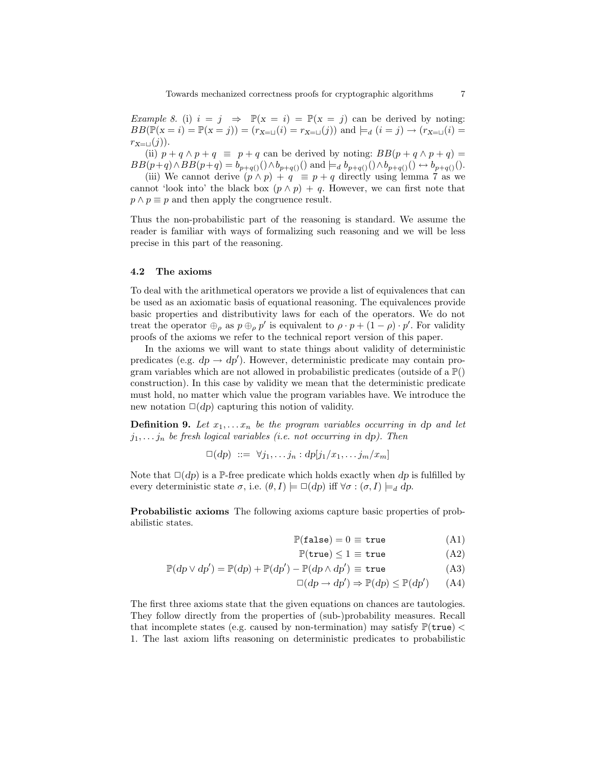*Example 8.* (i) $i = j \;\Rightarrow\; \mathbb{P}(x = i) = \mathbb{P}(x = j)$ can be derived by noting: $BB(\mathbb{P}(x = i) = \mathbb{P}(x = j)) = (r_{X=\sqcup}(i) = r_{X=\sqcup}(j))$ and $\models_d (i = j) \to (r_{X=\sqcup}(i) = r_{X=\sqcup}(j))$.

(ii) $p + q \wedge p + q \;\equiv\; p + q$ can be derived by noting: $BB(p + q \wedge p + q) = BB(p+q) \wedge BB(p+q) = b_{p+q()}() \wedge b_{p+q()}()$ and $\models_d b_{p+q()}() \wedge b_{p+q()}() \leftrightarrow b_{p+q()}()$.

(iii) We cannot derive $(p \wedge p) + q \;\equiv p + q$ directly using lemma 7 as we cannot 'look into' the black box $(p \wedge p) + q$. However, we can first note that $p \wedge p \equiv p$ and then apply the congruence result.

Thus the non-probabilistic part of the reasoning is standard. We assume the reader is familiar with ways of formalizing such reasoning and we will be less precise in this part of the reasoning.

### 4.2 The axioms

To deal with the arithmetical operators we provide a list of equivalences that can be used as an axiomatic basis of equational reasoning. The equivalences provide basic properties and distributivity laws for each of the operators. We do not treat the operator $\oplus_\rho$ as $p \oplus_\rho p'$ is equivalent to $\rho \cdot p + (1 - \rho) \cdot p'$. For validity proofs of the axioms we refer to the technical report version of this paper.

In the axioms we will want to state things about validity of deterministic predicates (e.g. $dp \to dp'$). However, deterministic predicate may contain program variables which are not allowed in probabilistic predicates (outside of a $\mathbb{P}()$ construction). In this case by validity we mean that the deterministic predicate must hold, no matter which value the program variables have. We introduce the new notation $\Box(dp)$ capturing this notion of validity.

**Definition 9.** *Let $x_1, \ldots x_n$ be the program variables occurring in dp and let $j_1, \ldots j_n$ be fresh logical variables (i.e. not occurring in dp). Then*

$$\Box(dp) \;::=\; \forall j_1, \ldots j_n : dp[j_1/x_1, \ldots j_m/x_m]$$

Note that $\Box(dp)$ is a $\mathbb{P}$-free predicate which holds exactly when $dp$ is fulfilled by every deterministic state $\sigma$, i.e. $(\theta, I) \models \Box(dp)$ iff $\forall \sigma : (\sigma, I) \models_d dp$.

**Probabilistic axioms** The following axioms capture basic properties of probabilistic states.

$$\mathbb{P}(\texttt{false}) = 0 \equiv \texttt{true} \qquad \text{(A1)}$$

$$\mathbb{P}(\texttt{true}) \leq 1 \equiv \texttt{true} \qquad \text{(A2)}$$

$$\mathbb{P}(dp \vee dp') = \mathbb{P}(dp) + \mathbb{P}(dp') - \mathbb{P}(dp \wedge dp') \equiv \texttt{true} \qquad \text{(A3)}$$

$$\Box(dp \to dp') \Rightarrow \mathbb{P}(dp) \leq \mathbb{P}(dp') \qquad \text{(A4)}$$

The first three axioms state that the given equations on chances are tautologies. They follow directly from the properties of (sub-)probability measures. Recall that incomplete states (e.g. caused by non-termination) may satisfy $\mathbb{P}(\texttt{true}) < 1$. The last axiom lifts reasoning on deterministic predicates to probabilistic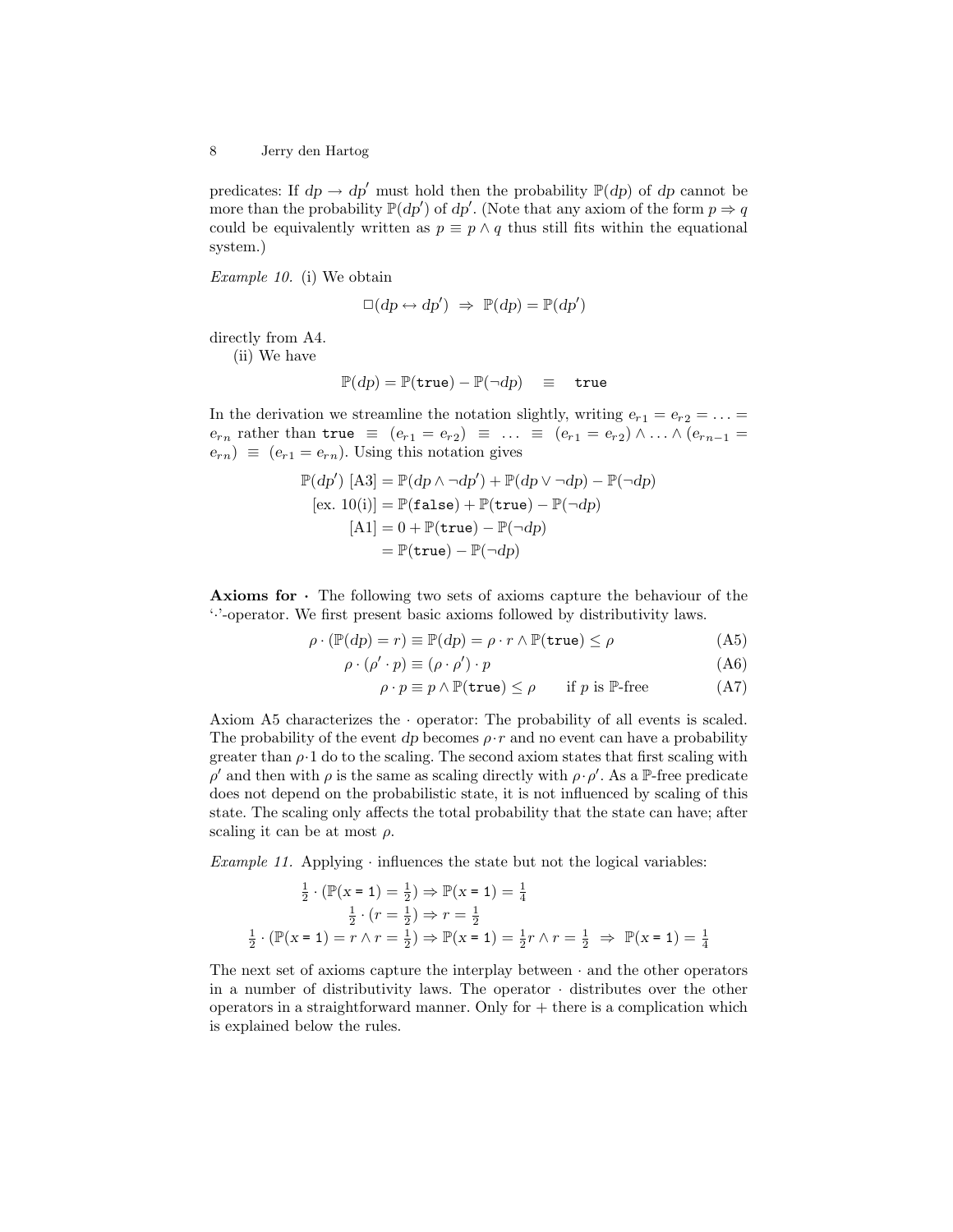predicates: If $dp \rightarrow dp'$ must hold then the probability $\mathbb{P}(dp)$ of $dp$ cannot be more than the probability $\mathbb{P}(dp')$ of $dp'$. (Note that any axiom of the form $p \Rightarrow q$ could be equivalently written as $p \equiv p \wedge q$ thus still fits within the equational system.)

*Example 10.* (i) We obtain

$$\square(dp \leftrightarrow dp') \;\Rightarrow\; \mathbb{P}(dp) = \mathbb{P}(dp')$$

directly from A4.

(ii) We have

$$\mathbb{P}(dp) = \mathbb{P}(\texttt{true}) - \mathbb{P}(\neg dp) \quad \equiv \quad \texttt{true}$$

In the derivation we streamline the notation slightly, writing $e_{r1} = e_{r2} = \ldots = e_{rn}$ rather than $\texttt{true} \;\equiv\; (e_{r1} = e_{r2}) \;\equiv\; \ldots \;\equiv\; (e_{r1} = e_{r2}) \wedge \ldots \wedge (e_{rn-1} = e_{rn}) \;\equiv\; (e_{r1} = e_{rn})$. Using this notation gives

$$\begin{aligned}
\mathbb{P}(dp')\ [\text{A3}] &= \mathbb{P}(dp \wedge \neg dp') + \mathbb{P}(dp \vee \neg dp) - \mathbb{P}(\neg dp) \\
[\text{ex. } 10(\text{i})] &= \mathbb{P}(\texttt{false}) + \mathbb{P}(\texttt{true}) - \mathbb{P}(\neg dp) \\
[\text{A1}] &= 0 + \mathbb{P}(\texttt{true}) - \mathbb{P}(\neg dp) \\
&= \mathbb{P}(\texttt{true}) - \mathbb{P}(\neg dp)
\end{aligned}$$

**Axioms for $\cdot$** The following two sets of axioms capture the behaviour of the '$\cdot$'-operator. We first present basic axioms followed by distributivity laws.

$$\rho \cdot (\mathbb{P}(dp) = r) \equiv \mathbb{P}(dp) = \rho \cdot r \wedge \mathbb{P}(\texttt{true}) \leq \rho \tag{A5}$$

$$\rho \cdot (\rho' \cdot p) \equiv (\rho \cdot \rho') \cdot p \tag{A6}$$

$$\rho \cdot p \equiv p \wedge \mathbb{P}(\texttt{true}) \leq \rho \qquad \text{if } p \text{ is } \mathbb{P}\text{-free} \tag{A7}$$

Axiom A5 characterizes the $\cdot$ operator: The probability of all events is scaled. The probability of the event $dp$ becomes $\rho \cdot r$ and no event can have a probability greater than $\rho \cdot 1$ do to the scaling. The second axiom states that first scaling with $\rho'$ and then with $\rho$ is the same as scaling directly with $\rho \cdot \rho'$. As a $\mathbb{P}$-free predicate does not depend on the probabilistic state, it is not influenced by scaling of this state. The scaling only affects the total probability that the state can have; after scaling it can be at most $\rho$.

*Example 11.* Applying $\cdot$ influences the state but not the logical variables:

$$\begin{aligned}
\tfrac{1}{2} \cdot (\mathbb{P}(\texttt{x = 1}) = \tfrac{1}{2}) &\Rightarrow \mathbb{P}(\texttt{x = 1}) = \tfrac{1}{4} \\
\tfrac{1}{2} \cdot (r = \tfrac{1}{2}) &\Rightarrow r = \tfrac{1}{2} \\
\tfrac{1}{2} \cdot (\mathbb{P}(\texttt{x = 1}) = r \wedge r = \tfrac{1}{2}) &\Rightarrow \mathbb{P}(\texttt{x = 1}) = \tfrac{1}{2}r \wedge r = \tfrac{1}{2} \;\Rightarrow\; \mathbb{P}(\texttt{x = 1}) = \tfrac{1}{4}
\end{aligned}$$

The next set of axioms capture the interplay between $\cdot$ and the other operators in a number of distributivity laws. The operator $\cdot$ distributes over the other operators in a straightforward manner. Only for $+$ there is a complication which is explained below the rules.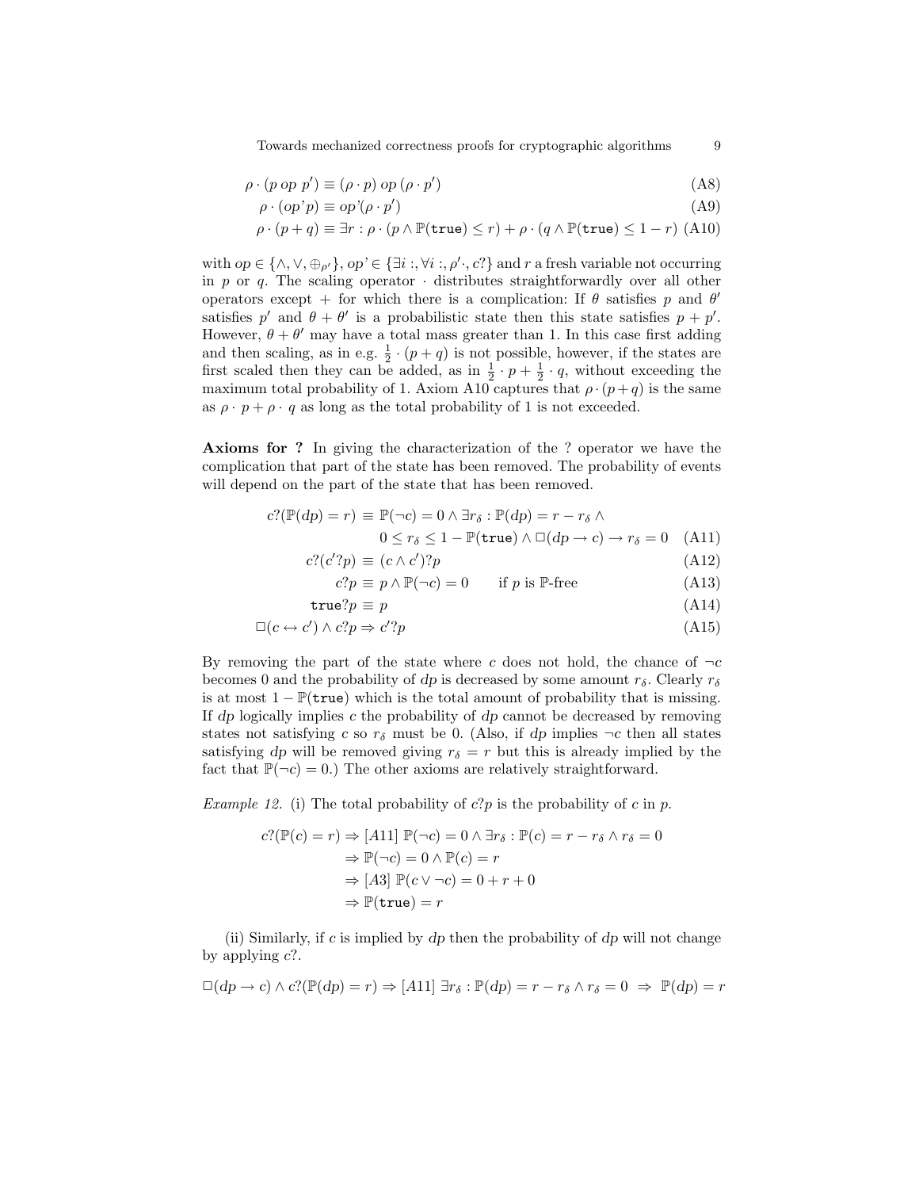$$\rho \cdot (p\ op\ p') \equiv (\rho \cdot p)\ op\ (\rho \cdot p') \tag{A8}$$

$$\rho \cdot (op\text{'}p) \equiv op\text{'}(\rho \cdot p') \tag{A9}$$

$$\rho \cdot (p + q) \equiv \exists r : \rho \cdot (p \wedge \mathbb{P}(\texttt{true}) \leq r) + \rho \cdot (q \wedge \mathbb{P}(\texttt{true}) \leq 1 - r) \tag{A10}$$

with $op \in \{\wedge, \vee, \oplus_{\rho'}\}$, $op\text{'} \in \{\exists i :, \forall i :, \rho' \cdot, c?\}$ and $r$ a fresh variable not occurring in $p$ or $q$. The scaling operator $\cdot$ distributes straightforwardly over all other operators except $+$ for which there is a complication: If $\theta$ satisfies $p$ and $\theta'$ satisfies $p'$ and $\theta + \theta'$ is a probabilistic state then this state satisfies $p + p'$. However, $\theta + \theta'$ may have a total mass greater than 1. In this case first adding and then scaling, as in e.g. $\frac{1}{2} \cdot (p + q)$ is not possible, however, if the states are first scaled then they can be added, as in $\frac{1}{2} \cdot p + \frac{1}{2} \cdot q$, without exceeding the maximum total probability of 1. Axiom A10 captures that $\rho \cdot (p+q)$ is the same as $\rho \cdot p + \rho \cdot q$ as long as the total probability of 1 is not exceeded.

**Axioms for ?** In giving the characterization of the ? operator we have the complication that part of the state has been removed. The probability of events will depend on the part of the state that has been removed.

$$c?(\mathbb{P}(dp) = r) \equiv \mathbb{P}(\neg c) = 0 \wedge \exists r_\delta : \mathbb{P}(dp) = r - r_\delta \wedge \\ 0 \leq r_\delta \leq 1 - \mathbb{P}(\texttt{true}) \wedge \Box(dp \to c) \to r_\delta = 0 \tag{A11}$$

$$c?(c'?p) \equiv (c \wedge c')?p \tag{A12}$$

$$c?p \equiv p \wedge \mathbb{P}(\neg c) = 0 \qquad \text{if } p \text{ is } \mathbb{P}\text{-free} \tag{A13}$$

$$\texttt{true}?p \equiv p \tag{A14}$$

$$\Box(c \leftrightarrow c') \wedge c?p \Rightarrow c'?p \tag{A15}$$

By removing the part of the state where $c$ does not hold, the chance of $\neg c$ becomes 0 and the probability of $dp$ is decreased by some amount $r_\delta$. Clearly $r_\delta$ is at most $1 - \mathbb{P}(\texttt{true})$ which is the total amount of probability that is missing. If $dp$ logically implies $c$ the probability of $dp$ cannot be decreased by removing states not satisfying $c$ so $r_\delta$ must be 0. (Also, if $dp$ implies $\neg c$ then all states satisfying $dp$ will be removed giving $r_\delta = r$ but this is already implied by the fact that $\mathbb{P}(\neg c) = 0$.) The other axioms are relatively straightforward.

*Example 12.* (i) The total probability of $c?p$ is the probability of $c$ in $p$.

$$\begin{aligned} c?(\mathbb{P}(c) = r) &\Rightarrow [A11]\ \mathbb{P}(\neg c) = 0 \wedge \exists r_\delta : \mathbb{P}(c) = r - r_\delta \wedge r_\delta = 0 \\ &\Rightarrow \mathbb{P}(\neg c) = 0 \wedge \mathbb{P}(c) = r \\ &\Rightarrow [A3]\ \mathbb{P}(c \vee \neg c) = 0 + r + 0 \\ &\Rightarrow \mathbb{P}(\texttt{true}) = r \end{aligned}$$

(ii) Similarly, if $c$ is implied by $dp$ then the probability of $dp$ will not change by applying $c?$.

$$\Box(dp \to c) \wedge c?(\mathbb{P}(dp) = r) \Rightarrow [A11]\ \exists r_\delta : \mathbb{P}(dp) = r - r_\delta \wedge r_\delta = 0 \ \Rightarrow\ \mathbb{P}(dp) = r$$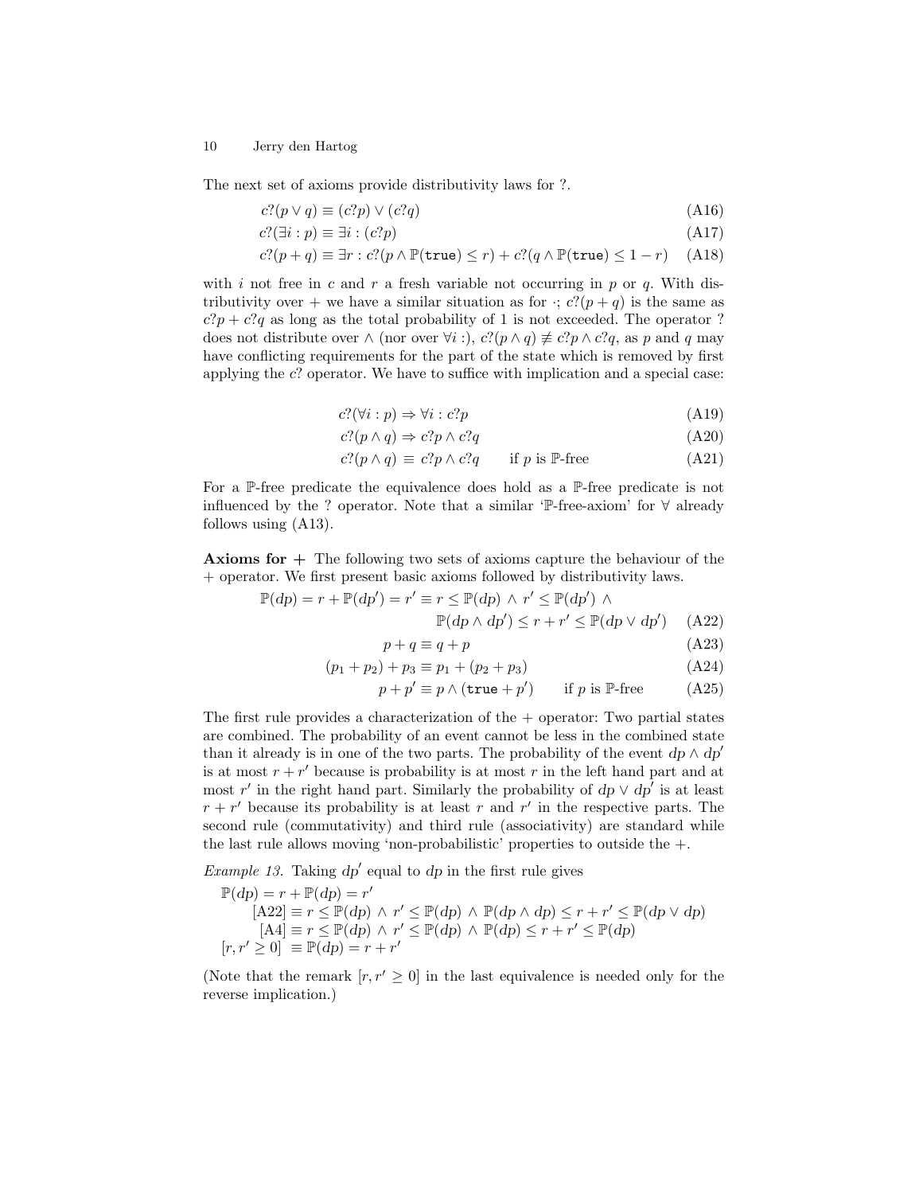The next set of axioms provide distributivity laws for ?.

$$c?(p \vee q) \equiv (c?p) \vee (c?q) \tag{A16}$$

$$c?(\exists i : p) \equiv \exists i : (c?p) \tag{A17}$$

$$c?(p + q) \equiv \exists r : c?(p \wedge \mathbb{P}(\texttt{true}) \leq r) + c?(q \wedge \mathbb{P}(\texttt{true}) \leq 1 - r) \tag{A18}$$

with $i$ not free in $c$ and $r$ a fresh variable not occurring in $p$ or $q$. With distributivity over $+$ we have a similar situation as for $\cdot$; $c?(p + q)$ is the same as $c?p + c?q$ as long as the total probability of 1 is not exceeded. The operator ? does not distribute over $\wedge$ (nor over $\forall i :$), $c?(p \wedge q) \not\equiv c?p \wedge c?q$, as $p$ and $q$ may have conflicting requirements for the part of the state which is removed by first applying the $c?$ operator. We have to suffice with implication and a special case:

$$c?(\forall i : p) \Rightarrow \forall i : c?p \tag{A19}$$

$$c?(p \wedge q) \Rightarrow c?p \wedge c?q \tag{A20}$$

$$c?(p \wedge q) \equiv c?p \wedge c?q \qquad \text{if } p \text{ is } \mathbb{P}\text{-free} \tag{A21}$$

For a $\mathbb{P}$-free predicate the equivalence does hold as a $\mathbb{P}$-free predicate is not influenced by the ? operator. Note that a similar '$\mathbb{P}$-free-axiom' for $\forall$ already follows using (A13).

**Axioms for +** The following two sets of axioms capture the behaviour of the $+$ operator. We first present basic axioms followed by distributivity laws.

$$\mathbb{P}(dp) = r + \mathbb{P}(dp') = r' \equiv r \leq \mathbb{P}(dp) \wedge r' \leq \mathbb{P}(dp') \wedge \mathbb{P}(dp \wedge dp') \leq r + r' \leq \mathbb{P}(dp \vee dp') \tag{A22}$$

$$p + q \equiv q + p \tag{A23}$$

$$(p_1 + p_2) + p_3 \equiv p_1 + (p_2 + p_3) \tag{A24}$$

$$p + p' \equiv p \wedge (\texttt{true} + p') \qquad \text{if } p \text{ is } \mathbb{P}\text{-free} \tag{A25}$$

The first rule provides a characterization of the $+$ operator: Two partial states are combined. The probability of an event cannot be less in the combined state than it already is in one of the two parts. The probability of the event $dp \wedge dp'$ is at most $r + r'$ because is probability is at most $r$ in the left hand part and at most $r'$ in the right hand part. Similarly the probability of $dp \vee dp'$ is at least $r + r'$ because its probability is at least $r$ and $r'$ in the respective parts. The second rule (commutativity) and third rule (associativity) are standard while the last rule allows moving 'non-probabilistic' properties to outside the $+$.

*Example 13.* Taking $dp'$ equal to $dp$ in the first rule gives

$$
\begin{aligned}
&\mathbb{P}(dp) = r + \mathbb{P}(dp) = r' \\
&\quad [\text{A22}] \equiv r \leq \mathbb{P}(dp) \wedge r' \leq \mathbb{P}(dp) \wedge \mathbb{P}(dp \wedge dp) \leq r + r' \leq \mathbb{P}(dp \vee dp) \\
&\quad [\text{A4}] \equiv r \leq \mathbb{P}(dp) \wedge r' \leq \mathbb{P}(dp) \wedge \mathbb{P}(dp) \leq r + r' \leq \mathbb{P}(dp) \\
&[r, r' \geq 0] \equiv \mathbb{P}(dp) = r + r'
\end{aligned}
$$

(Note that the remark $[r, r' \geq 0]$ in the last equivalence is needed only for the reverse implication.)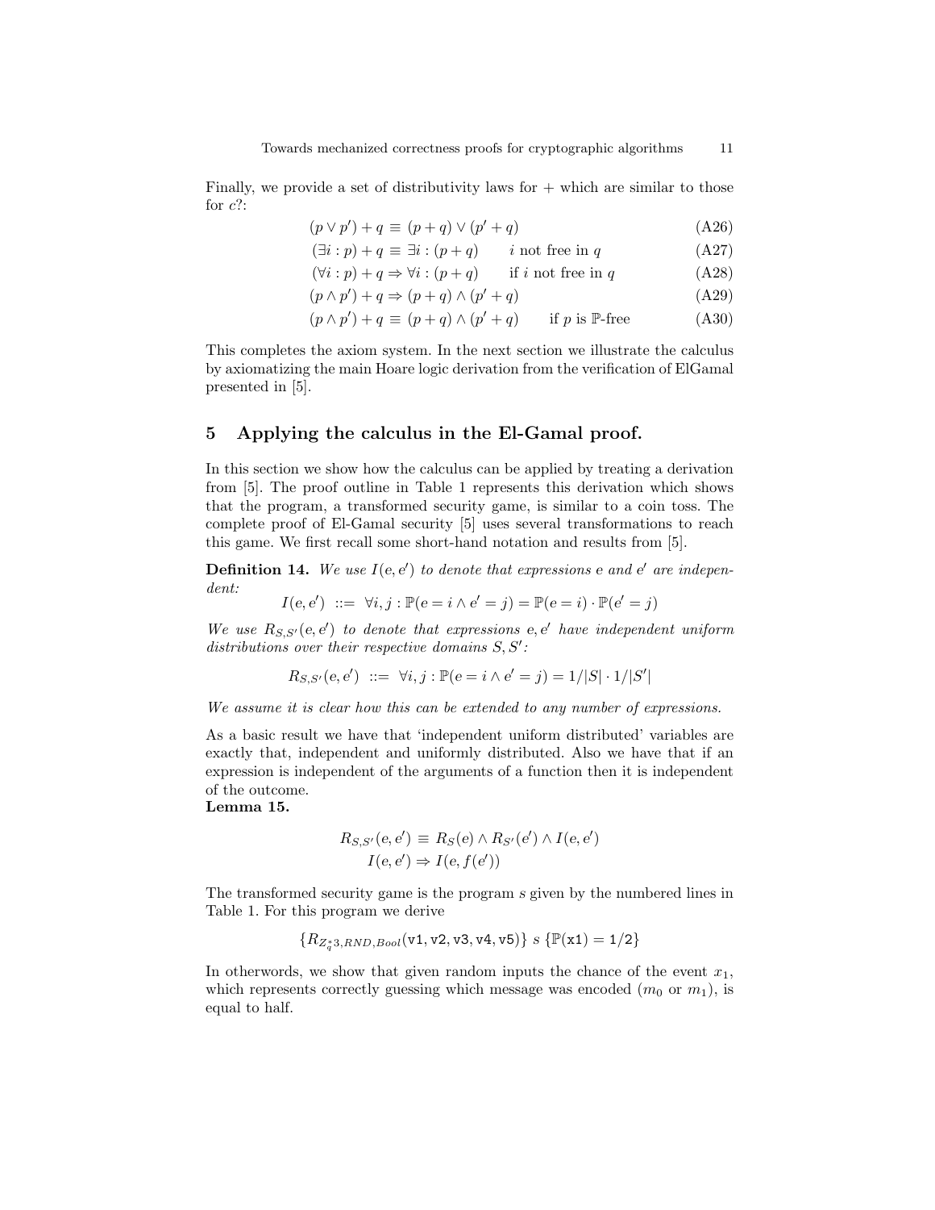Finally, we provide a set of distributivity laws for + which are similar to those for $c?$:

$$(p \vee p') + q \equiv (p + q) \vee (p' + q) \tag{A26}$$

$$(\exists i : p) + q \equiv \exists i : (p + q) \qquad i \text{ not free in } q \tag{A27}$$

$$(\forall i : p) + q \Rightarrow \forall i : (p + q) \qquad \text{if } i \text{ not free in } q \tag{A28}$$

$$(p \wedge p') + q \Rightarrow (p + q) \wedge (p' + q) \tag{A29}$$

$$(p \wedge p') + q \equiv (p + q) \wedge (p' + q) \qquad \text{if } p \text{ is } \mathbb{P}\text{-free} \tag{A30}$$

This completes the axiom system. In the next section we illustrate the calculus by axiomatizing the main Hoare logic derivation from the verification of ElGamal presented in [5].

## 5 Applying the calculus in the El-Gamal proof.

In this section we show how the calculus can be applied by treating a derivation from [5]. The proof outline in Table 1 represents this derivation which shows that the program, a transformed security game, is similar to a coin toss. The complete proof of El-Gamal security [5] uses several transformations to reach this game. We first recall some short-hand notation and results from [5].

**Definition 14.** *We use $I(e, e')$ to denote that expressions $e$ and $e'$ are independent:*

$$I(e, e') \ ::= \ \forall i, j : \mathbb{P}(e = i \wedge e' = j) = \mathbb{P}(e = i) \cdot \mathbb{P}(e' = j)$$

*We use $R_{S,S'}(e, e')$ to denote that expressions $e, e'$ have independent uniform distributions over their respective domains $S, S'$:*

$$R_{S,S'}(e, e') \ ::= \ \forall i, j : \mathbb{P}(e = i \wedge e' = j) = 1/|S| \cdot 1/|S'|$$

*We assume it is clear how this can be extended to any number of expressions.*

As a basic result we have that 'independent uniform distributed' variables are exactly that, independent and uniformly distributed. Also we have that if an expression is independent of the arguments of a function then it is independent of the outcome.

**Lemma 15.**

$$R_{S,S'}(e, e') \equiv R_S(e) \wedge R_{S'}(e') \wedge I(e, e')$$

$$I(e, e') \Rightarrow I(e, f(e'))$$

The transformed security game is the program $s$ given by the numbered lines in Table 1. For this program we derive

$$\{R_{Z_q^* 3, RND, Bool}(\mathtt{v1}, \mathtt{v2}, \mathtt{v3}, \mathtt{v4}, \mathtt{v5})\} \ s \ \{\mathbb{P}(\mathtt{x1}) = 1/2\}$$

In otherwords, we show that given random inputs the chance of the event $x_1$, which represents correctly guessing which message was encoded ($m_0$ or $m_1$), is equal to half.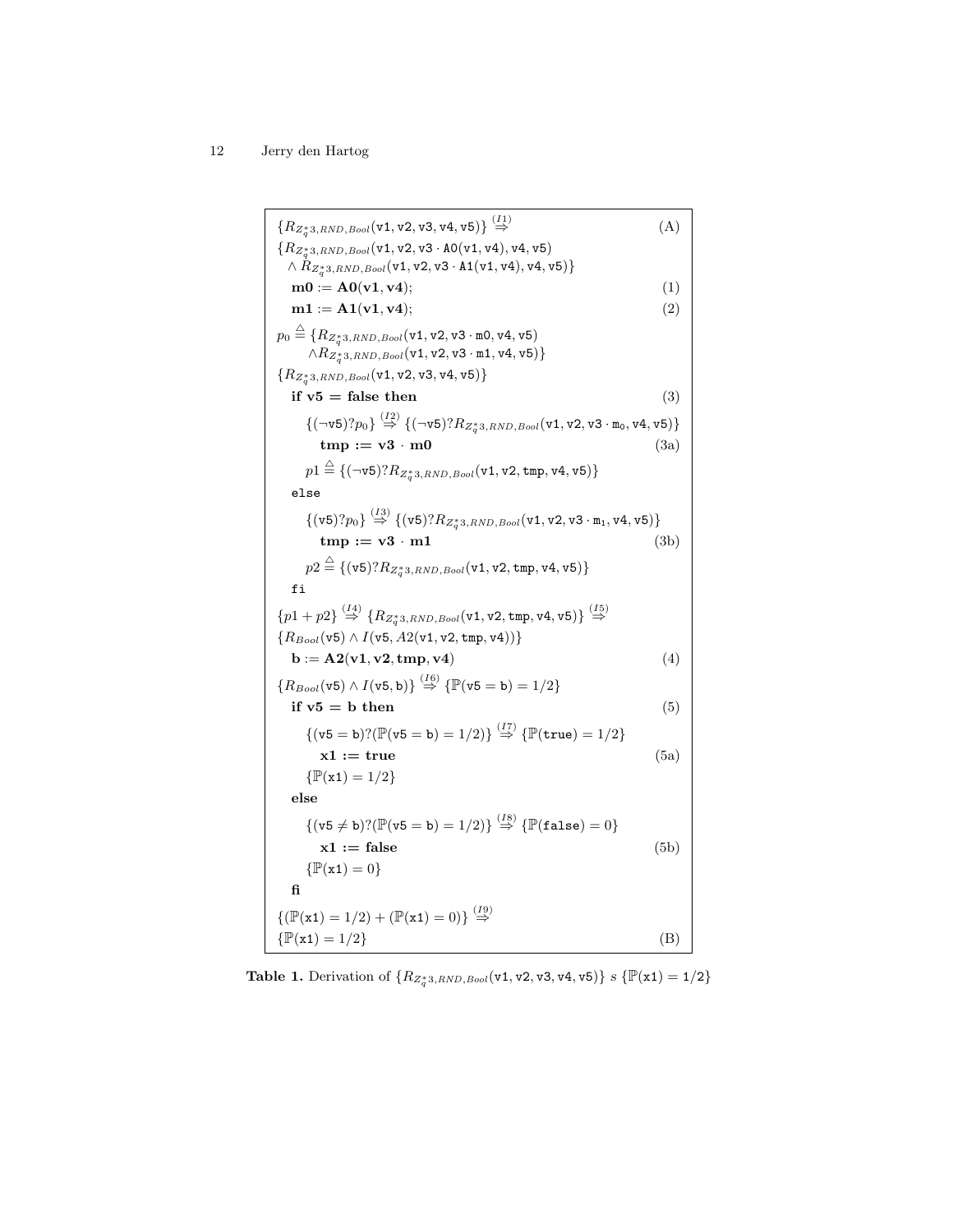$\{R_{Z_q^*3,RND,Bool}(\texttt{v1},\texttt{v2},\texttt{v3},\texttt{v4},\texttt{v5})\} \overset{(I1)}{\Rightarrow}$ (A)

$\{R_{Z_q^*3,RND,Bool}(\texttt{v1},\texttt{v2},\texttt{v3}\cdot\texttt{A0}(\texttt{v1},\texttt{v4}),\texttt{v4},\texttt{v5})$
$\wedge R_{Z_q^*3,RND,Bool}(\texttt{v1},\texttt{v2},\texttt{v3}\cdot\texttt{A1}(\texttt{v1},\texttt{v4}),\texttt{v4},\texttt{v5})\}$

**m0** := **A0(v1, v4)**; (1)

**m1** := **A1(v1, v4)**; (2)

$p_0 \overset{\triangle}{=} \{R_{Z_q^*3,RND,Bool}(\texttt{v1},\texttt{v2},\texttt{v3}\cdot\texttt{m0},\texttt{v4},\texttt{v5})$
$\wedge R_{Z_q^*3,RND,Bool}(\texttt{v1},\texttt{v2},\texttt{v3}\cdot\texttt{m1},\texttt{v4},\texttt{v5})\}$

$\{R_{Z_q^*3,RND,Bool}(\texttt{v1},\texttt{v2},\texttt{v3},\texttt{v4},\texttt{v5})\}$

**if v5 = false then** (3)

$\{(\neg\texttt{v5})?p_0\} \overset{(I2)}{\Rightarrow} \{(\neg\texttt{v5})?R_{Z_q^*3,RND,Bool}(\texttt{v1},\texttt{v2},\texttt{v3}\cdot\texttt{m}_0,\texttt{v4},\texttt{v5})\}$

**tmp := v3 · m0** (3a)

$p1 \overset{\triangle}{=} \{(\neg\texttt{v5})?R_{Z_q^*3,RND,Bool}(\texttt{v1},\texttt{v2},\texttt{tmp},\texttt{v4},\texttt{v5})\}$

else

$\{(\texttt{v5})?p_0\} \overset{(I3)}{\Rightarrow} \{(\texttt{v5})?R_{Z_q^*3,RND,Bool}(\texttt{v1},\texttt{v2},\texttt{v3}\cdot\texttt{m}_1,\texttt{v4},\texttt{v5})\}$

**tmp := v3 · m1** (3b)

$p2 \overset{\triangle}{=} \{(\texttt{v5})?R_{Z_q^*3,RND,Bool}(\texttt{v1},\texttt{v2},\texttt{tmp},\texttt{v4},\texttt{v5})\}$

fi

$\{p1 + p2\} \overset{(I4)}{\Rightarrow} \{R_{Z_q^*3,RND,Bool}(\texttt{v1},\texttt{v2},\texttt{tmp},\texttt{v4},\texttt{v5})\} \overset{(I5)}{\Rightarrow}$

$\{R_{Bool}(\texttt{v5}) \wedge I(\texttt{v5}, A2(\texttt{v1},\texttt{v2},\texttt{tmp},\texttt{v4}))\}$

**b** := **A2(v1, v2, tmp, v4)** (4)

$\{R_{Bool}(\texttt{v5}) \wedge I(\texttt{v5},\texttt{b})\} \overset{(I6)}{\Rightarrow} \{\mathbb{P}(\texttt{v5} = \texttt{b}) = 1/2\}$

**if v5 = b then** (5)

$\{(\texttt{v5} = \texttt{b})?(\mathbb{P}(\texttt{v5} = \texttt{b}) = 1/2)\} \overset{(I7)}{\Rightarrow} \{\mathbb{P}(\texttt{true}) = 1/2\}$

**x1 := true** (5a)

$\{\mathbb{P}(\texttt{x1}) = 1/2\}$

**else**

$\{(\texttt{v5} \neq \texttt{b})?(\mathbb{P}(\texttt{v5} = \texttt{b}) = 1/2)\} \overset{(I8)}{\Rightarrow} \{\mathbb{P}(\texttt{false}) = 0\}$

**x1 := false** (5b)

$\{\mathbb{P}(\texttt{x1}) = 0\}$

**fi**

$\{(\mathbb{P}(\texttt{x1}) = 1/2) + (\mathbb{P}(\texttt{x1}) = 0)\} \overset{(I9)}{\Rightarrow}$

$\{\mathbb{P}(\texttt{x1}) = 1/2\}$ (B)

**Table 1.** Derivation of $\{R_{Z_q^*3,RND,Bool}(\texttt{v1},\texttt{v2},\texttt{v3},\texttt{v4},\texttt{v5})\}\ s\ \{\mathbb{P}(\texttt{x1}) = 1/2\}$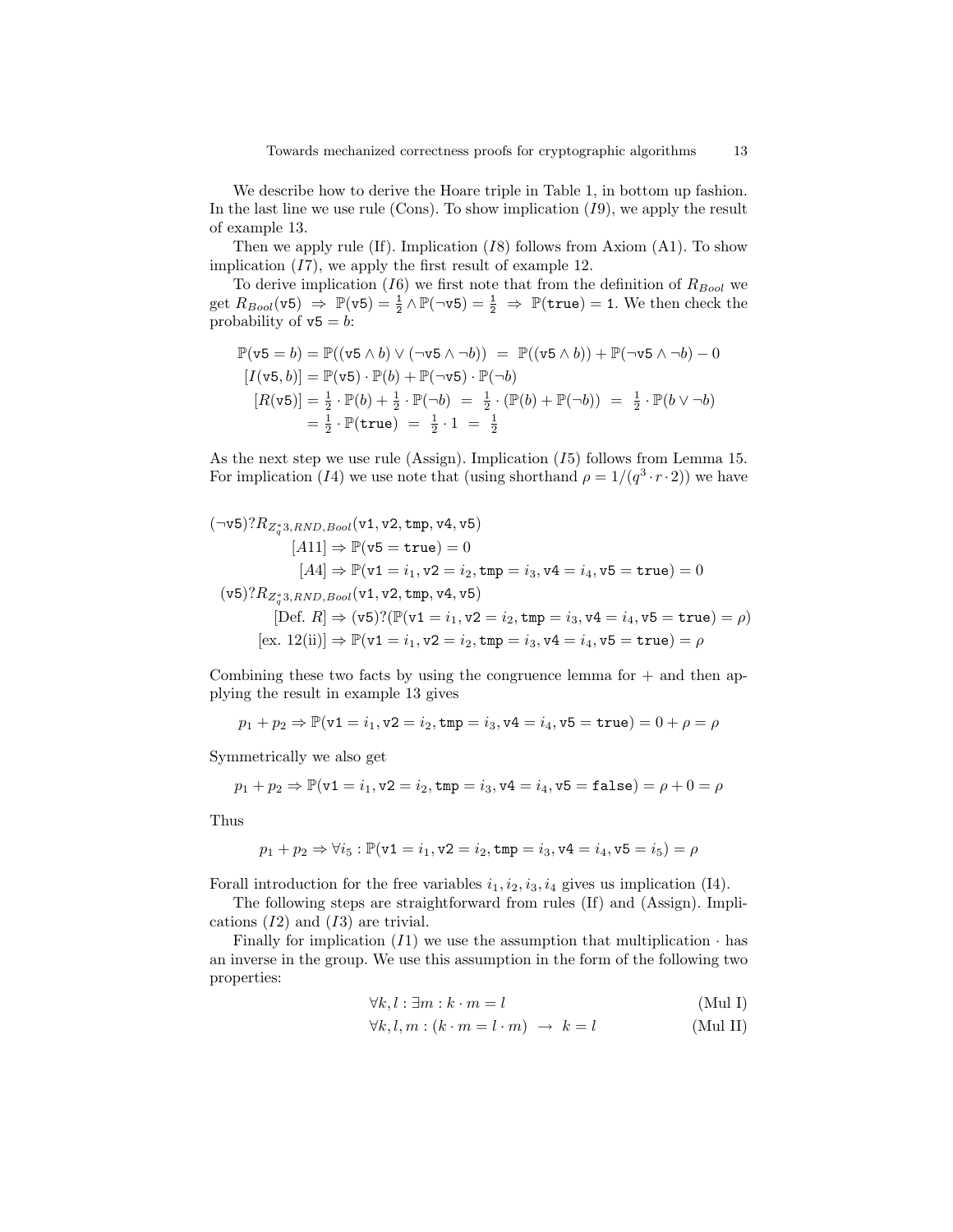We describe how to derive the Hoare triple in Table 1, in bottom up fashion. In the last line we use rule (Cons). To show implication $(I9)$, we apply the result of example 13.

Then we apply rule (If). Implication $(I8)$ follows from Axiom (A1). To show implication $(I7)$, we apply the first result of example 12.

To derive implication $(I6)$ we first note that from the definition of $R_{Bool}$ we get $R_{Bool}(\mathtt{v5}) \;\Rightarrow\; \mathbb{P}(\mathtt{v5}) = \frac{1}{2} \wedge \mathbb{P}(\neg\mathtt{v5}) = \frac{1}{2} \;\Rightarrow\; \mathbb{P}(\mathtt{true}) = \mathtt{1}$. We then check the probability of $\mathtt{v5} = b$:

$$
\begin{aligned}
\mathbb{P}(\mathtt{v5} = b) &= \mathbb{P}((\mathtt{v5} \wedge b) \vee (\neg\mathtt{v5} \wedge \neg b)) \;=\; \mathbb{P}((\mathtt{v5} \wedge b)) + \mathbb{P}(\neg\mathtt{v5} \wedge \neg b) - 0 \\
[I(\mathtt{v5}, b)] &= \mathbb{P}(\mathtt{v5}) \cdot \mathbb{P}(b) + \mathbb{P}(\neg\mathtt{v5}) \cdot \mathbb{P}(\neg b) \\
[R(\mathtt{v5})] &= \tfrac{1}{2} \cdot \mathbb{P}(b) + \tfrac{1}{2} \cdot \mathbb{P}(\neg b) \;=\; \tfrac{1}{2} \cdot (\mathbb{P}(b) + \mathbb{P}(\neg b)) \;=\; \tfrac{1}{2} \cdot \mathbb{P}(b \vee \neg b) \\
&= \tfrac{1}{2} \cdot \mathbb{P}(\mathtt{true}) \;=\; \tfrac{1}{2} \cdot 1 \;=\; \tfrac{1}{2}
\end{aligned}
$$

As the next step we use rule (Assign). Implication $(I5)$ follows from Lemma 15. For implication $(I4)$ we use note that (using shorthand $\rho = 1/(q^3 \cdot r \cdot 2)$) we have

$$
\begin{aligned}
&(\neg\mathtt{v5})?R_{Z_q^*3,RND,Bool}(\mathtt{v1}, \mathtt{v2}, \mathtt{tmp}, \mathtt{v4}, \mathtt{v5}) \\
&\qquad [A11] \Rightarrow \mathbb{P}(\mathtt{v5} = \mathtt{true}) = 0 \\
&\qquad\quad [A4] \Rightarrow \mathbb{P}(\mathtt{v1} = i_1, \mathtt{v2} = i_2, \mathtt{tmp} = i_3, \mathtt{v4} = i_4, \mathtt{v5} = \mathtt{true}) = 0 \\
&(\mathtt{v5})?R_{Z_q^*3,RND,Bool}(\mathtt{v1}, \mathtt{v2}, \mathtt{tmp}, \mathtt{v4}, \mathtt{v5}) \\
&\qquad [\text{Def. } R] \Rightarrow (\mathtt{v5})?(\mathbb{P}(\mathtt{v1} = i_1, \mathtt{v2} = i_2, \mathtt{tmp} = i_3, \mathtt{v4} = i_4, \mathtt{v5} = \mathtt{true}) = \rho) \\
&\qquad [\text{ex. } 12(\text{ii})] \Rightarrow \mathbb{P}(\mathtt{v1} = i_1, \mathtt{v2} = i_2, \mathtt{tmp} = i_3, \mathtt{v4} = i_4, \mathtt{v5} = \mathtt{true}) = \rho
\end{aligned}
$$

Combining these two facts by using the congruence lemma for $+$ and then applying the result in example 13 gives

$$p_1 + p_2 \Rightarrow \mathbb{P}(\mathtt{v1} = i_1, \mathtt{v2} = i_2, \mathtt{tmp} = i_3, \mathtt{v4} = i_4, \mathtt{v5} = \mathtt{true}) = 0 + \rho = \rho$$

Symmetrically we also get

$$p_1 + p_2 \Rightarrow \mathbb{P}(\mathtt{v1} = i_1, \mathtt{v2} = i_2, \mathtt{tmp} = i_3, \mathtt{v4} = i_4, \mathtt{v5} = \mathtt{false}) = \rho + 0 = \rho$$

Thus

$$p_1 + p_2 \Rightarrow \forall i_5 : \mathbb{P}(\mathtt{v1} = i_1, \mathtt{v2} = i_2, \mathtt{tmp} = i_3, \mathtt{v4} = i_4, \mathtt{v5} = i_5) = \rho$$

Forall introduction for the free variables $i_1, i_2, i_3, i_4$ gives us implication (I4).

The following steps are straightforward from rules (If) and (Assign). Implications $(I2)$ and $(I3)$ are trivial.

Finally for implication $(I1)$ we use the assumption that multiplication $\cdot$ has an inverse in the group. We use this assumption in the form of the following two properties:

$$\forall k, l : \exists m : k \cdot m = l \qquad \text{(Mul I)}$$

$$\forall k, l, m : (k \cdot m = l \cdot m) \;\rightarrow\; k = l \qquad \text{(Mul II)}$$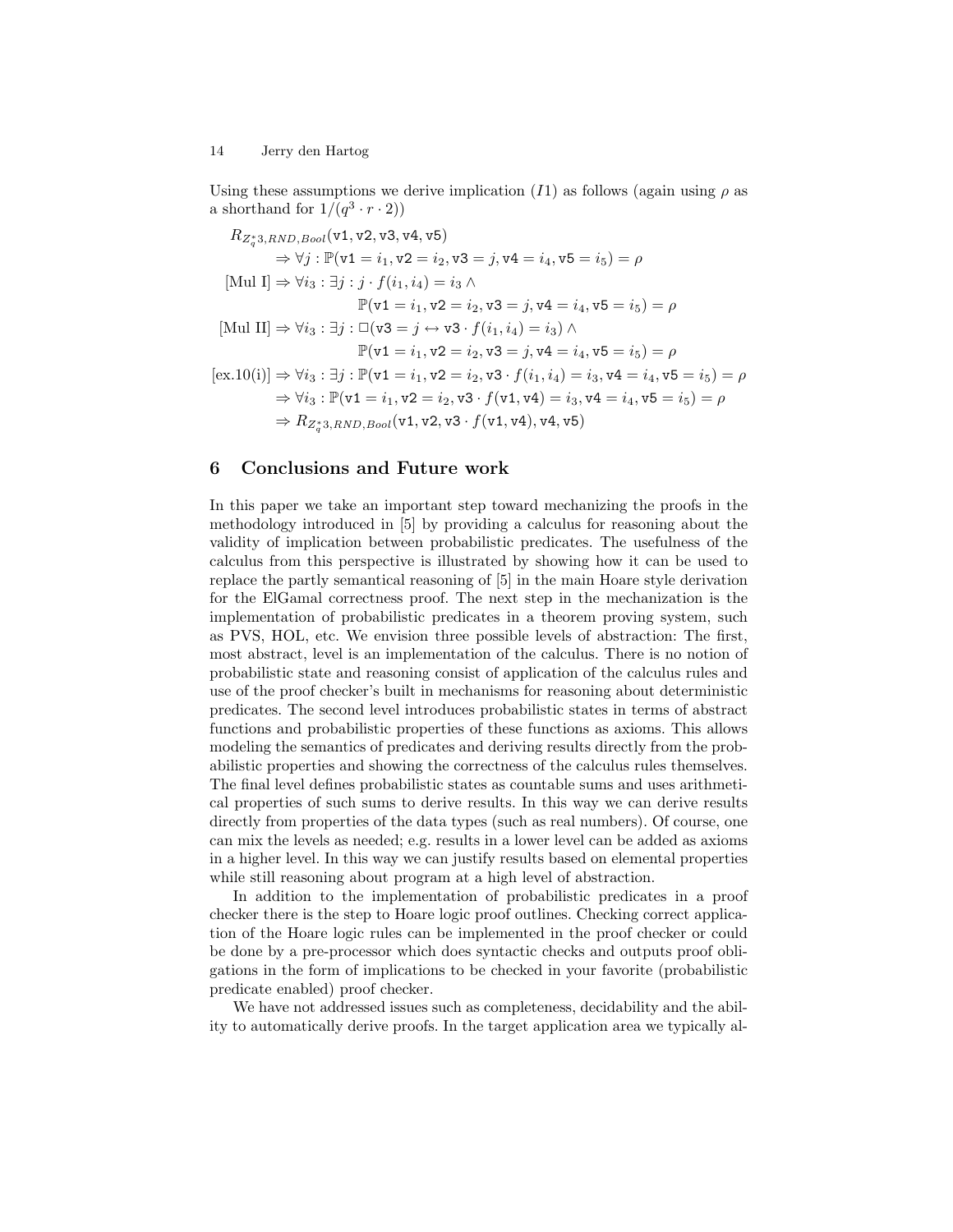Using these assumptions we derive implication $(I1)$ as follows (again using $\rho$ as a shorthand for $1/(q^3 \cdot r \cdot 2)$)

$$
\begin{aligned}
& R_{Z_q^*3,RND,Bool}(\mathtt{v1},\mathtt{v2},\mathtt{v3},\mathtt{v4},\mathtt{v5}) \\
& \quad \Rightarrow \forall j : \mathbb{P}(\mathtt{v1}=i_1,\mathtt{v2}=i_2,\mathtt{v3}=j,\mathtt{v4}=i_4,\mathtt{v5}=i_5)=\rho \\
[\text{Mul I}] & \Rightarrow \forall i_3 : \exists j : j \cdot f(i_1,i_4)=i_3 \wedge \\
& \qquad\qquad \mathbb{P}(\mathtt{v1}=i_1,\mathtt{v2}=i_2,\mathtt{v3}=j,\mathtt{v4}=i_4,\mathtt{v5}=i_5)=\rho \\
[\text{Mul II}] & \Rightarrow \forall i_3 : \exists j : \Box(\mathtt{v3}=j \leftrightarrow \mathtt{v3}\cdot f(i_1,i_4)=i_3) \wedge \\
& \qquad\qquad \mathbb{P}(\mathtt{v1}=i_1,\mathtt{v2}=i_2,\mathtt{v3}=j,\mathtt{v4}=i_4,\mathtt{v5}=i_5)=\rho \\
[\text{ex.10(i)}] & \Rightarrow \forall i_3 : \exists j : \mathbb{P}(\mathtt{v1}=i_1,\mathtt{v2}=i_2,\mathtt{v3}\cdot f(i_1,i_4)=i_3,\mathtt{v4}=i_4,\mathtt{v5}=i_5)=\rho \\
& \Rightarrow \forall i_3 : \mathbb{P}(\mathtt{v1}=i_1,\mathtt{v2}=i_2,\mathtt{v3}\cdot f(\mathtt{v1},\mathtt{v4})=i_3,\mathtt{v4}=i_4,\mathtt{v5}=i_5)=\rho \\
& \Rightarrow R_{Z_q^*3,RND,Bool}(\mathtt{v1},\mathtt{v2},\mathtt{v3}\cdot f(\mathtt{v1},\mathtt{v4}),\mathtt{v4},\mathtt{v5})
\end{aligned}
$$

## 6 Conclusions and Future work

In this paper we take an important step toward mechanizing the proofs in the methodology introduced in [5] by providing a calculus for reasoning about the validity of implication between probabilistic predicates. The usefulness of the calculus from this perspective is illustrated by showing how it can be used to replace the partly semantical reasoning of [5] in the main Hoare style derivation for the ElGamal correctness proof. The next step in the mechanization is the implementation of probabilistic predicates in a theorem proving system, such as PVS, HOL, etc. We envision three possible levels of abstraction: The first, most abstract, level is an implementation of the calculus. There is no notion of probabilistic state and reasoning consist of application of the calculus rules and use of the proof checker's built in mechanisms for reasoning about deterministic predicates. The second level introduces probabilistic states in terms of abstract functions and probabilistic properties of these functions as axioms. This allows modeling the semantics of predicates and deriving results directly from the probabilistic properties and showing the correctness of the calculus rules themselves. The final level defines probabilistic states as countable sums and uses arithmetical properties of such sums to derive results. In this way we can derive results directly from properties of the data types (such as real numbers). Of course, one can mix the levels as needed; e.g. results in a lower level can be added as axioms in a higher level. In this way we can justify results based on elemental properties while still reasoning about program at a high level of abstraction.

In addition to the implementation of probabilistic predicates in a proof checker there is the step to Hoare logic proof outlines. Checking correct application of the Hoare logic rules can be implemented in the proof checker or could be done by a pre-processor which does syntactic checks and outputs proof obligations in the form of implications to be checked in your favorite (probabilistic predicate enabled) proof checker.

We have not addressed issues such as completeness, decidability and the ability to automatically derive proofs. In the target application area we typically al-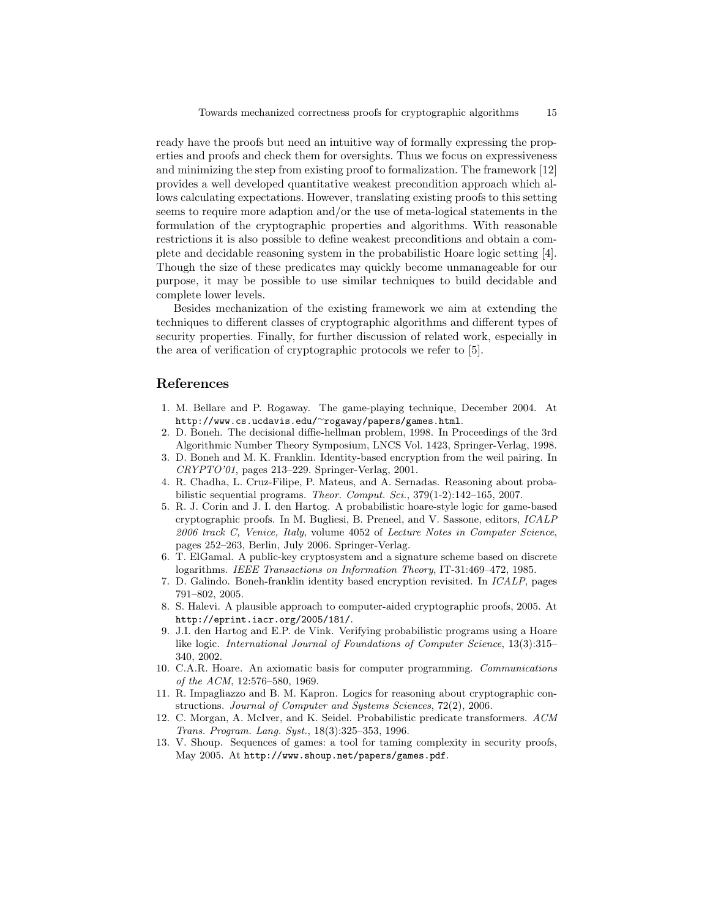ready have the proofs but need an intuitive way of formally expressing the properties and proofs and check them for oversights. Thus we focus on expressiveness and minimizing the step from existing proof to formalization. The framework [12] provides a well developed quantitative weakest precondition approach which allows calculating expectations. However, translating existing proofs to this setting seems to require more adaption and/or the use of meta-logical statements in the formulation of the cryptographic properties and algorithms. With reasonable restrictions it is also possible to define weakest preconditions and obtain a complete and decidable reasoning system in the probabilistic Hoare logic setting [4]. Though the size of these predicates may quickly become unmanageable for our purpose, it may be possible to use similar techniques to build decidable and complete lower levels.

Besides mechanization of the existing framework we aim at extending the techniques to different classes of cryptographic algorithms and different types of security properties. Finally, for further discussion of related work, especially in the area of verification of cryptographic protocols we refer to [5].

## References

1. M. Bellare and P. Rogaway. The game-playing technique, December 2004. At `http://www.cs.ucdavis.edu/~rogaway/papers/games.html`.
2. D. Boneh. The decisional diffie-hellman problem, 1998. In Proceedings of the 3rd Algorithmic Number Theory Symposium, LNCS Vol. 1423, Springer-Verlag, 1998.
3. D. Boneh and M. K. Franklin. Identity-based encryption from the weil pairing. In *CRYPTO'01*, pages 213–229. Springer-Verlag, 2001.
4. R. Chadha, L. Cruz-Filipe, P. Mateus, and A. Sernadas. Reasoning about probabilistic sequential programs. *Theor. Comput. Sci.*, 379(1-2):142–165, 2007.
5. R. J. Corin and J. I. den Hartog. A probabilistic hoare-style logic for game-based cryptographic proofs. In M. Bugliesi, B. Preneel, and V. Sassone, editors, *ICALP 2006 track C, Venice, Italy*, volume 4052 of *Lecture Notes in Computer Science*, pages 252–263, Berlin, July 2006. Springer-Verlag.
6. T. ElGamal. A public-key cryptosystem and a signature scheme based on discrete logarithms. *IEEE Transactions on Information Theory*, IT-31:469–472, 1985.
7. D. Galindo. Boneh-franklin identity based encryption revisited. In *ICALP*, pages 791–802, 2005.
8. S. Halevi. A plausible approach to computer-aided cryptographic proofs, 2005. At `http://eprint.iacr.org/2005/181/`.
9. J.I. den Hartog and E.P. de Vink. Verifying probabilistic programs using a Hoare like logic. *International Journal of Foundations of Computer Science*, 13(3):315–340, 2002.
10. C.A.R. Hoare. An axiomatic basis for computer programming. *Communications of the ACM*, 12:576–580, 1969.
11. R. Impagliazzo and B. M. Kapron. Logics for reasoning about cryptographic constructions. *Journal of Computer and Systems Sciences*, 72(2), 2006.
12. C. Morgan, A. McIver, and K. Seidel. Probabilistic predicate transformers. *ACM Trans. Program. Lang. Syst.*, 18(3):325–353, 1996.
13. V. Shoup. Sequences of games: a tool for taming complexity in security proofs, May 2005. At `http://www.shoup.net/papers/games.pdf`.